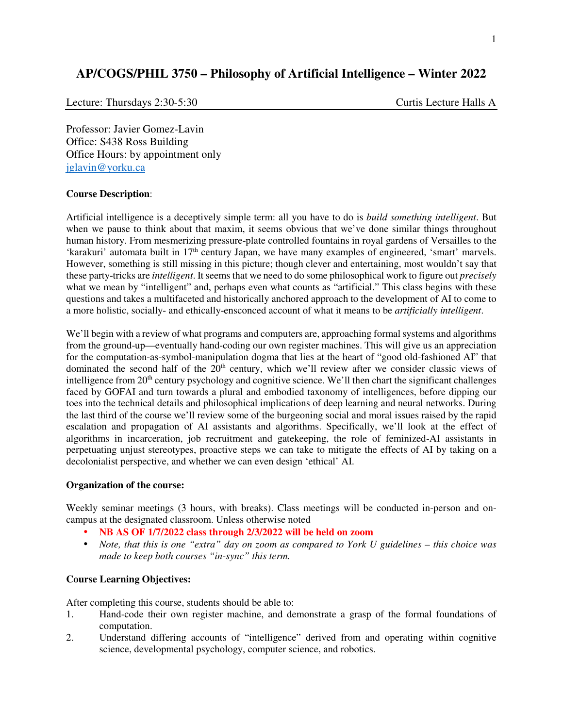# AP/COGS/PHIL 3750 – Philosophy of Artificial Intelligence – Winter 2022

Lecture: Thursdays 2:30-5:30 Curtis Lecture Halls A

Professor: Javier Gomez-Lavin
Office: S438 Ross Building
Office Hours: by appointment only
jglavin@yorku.ca

**Course Description**:

Artificial intelligence is a deceptively simple term: all you have to do is *build something intelligent*. But when we pause to think about that maxim, it seems obvious that we've done similar things throughout human history. From mesmerizing pressure-plate controlled fountains in royal gardens of Versailles to the 'karakuri' automata built in 17th century Japan, we have many examples of engineered, 'smart' marvels. However, something is still missing in this picture; though clever and entertaining, most wouldn't say that these party-tricks are *intelligent*. It seems that we need to do some philosophical work to figure out *precisely* what we mean by "intelligent" and, perhaps even what counts as "artificial." This class begins with these questions and takes a multifaceted and historically anchored approach to the development of AI to come to a more holistic, socially- and ethically-ensconced account of what it means to be *artificially intelligent*.

We'll begin with a review of what programs and computers are, approaching formal systems and algorithms from the ground-up—eventually hand-coding our own register machines. This will give us an appreciation for the computation-as-symbol-manipulation dogma that lies at the heart of "good old-fashioned AI" that dominated the second half of the 20th century, which we'll review after we consider classic views of intelligence from 20th century psychology and cognitive science. We'll then chart the significant challenges faced by GOFAI and turn towards a plural and embodied taxonomy of intelligences, before dipping our toes into the technical details and philosophical implications of deep learning and neural networks. During the last third of the course we'll review some of the burgeoning social and moral issues raised by the rapid escalation and propagation of AI assistants and algorithms. Specifically, we'll look at the effect of algorithms in incarceration, job recruitment and gatekeeping, the role of feminized-AI assistants in perpetuating unjust stereotypes, proactive steps we can take to mitigate the effects of AI by taking on a decolonialist perspective, and whether we can even design 'ethical' AI.

**Organization of the course:**

Weekly seminar meetings (3 hours, with breaks). Class meetings will be conducted in-person and on-campus at the designated classroom. Unless otherwise noted

- **NB AS OF 1/7/2022 class through 2/3/2022 will be held on zoom**
- *Note, that this is one "extra" day on zoom as compared to York U guidelines – this choice was made to keep both courses "in-sync" this term.*

**Course Learning Objectives:**

After completing this course, students should be able to:

1. Hand-code their own register machine, and demonstrate a grasp of the formal foundations of computation.
2. Understand differing accounts of "intelligence" derived from and operating within cognitive science, developmental psychology, computer science, and robotics.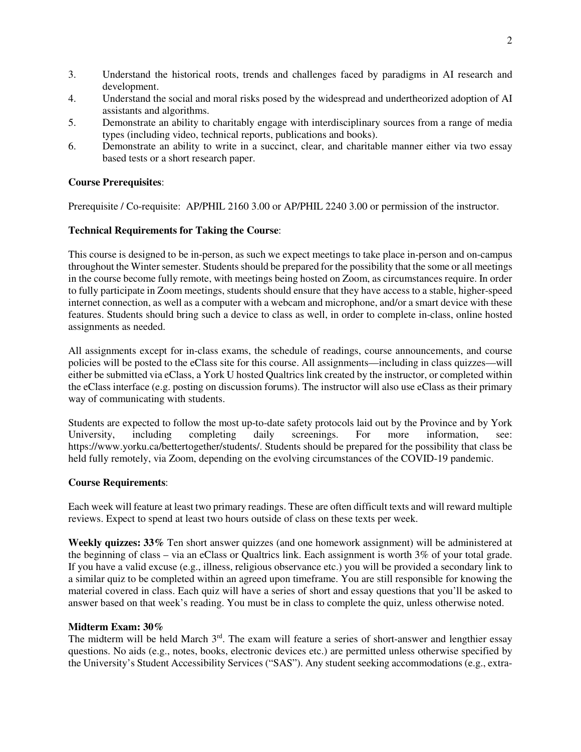3. Understand the historical roots, trends and challenges faced by paradigms in AI research and development.
4. Understand the social and moral risks posed by the widespread and undertheorized adoption of AI assistants and algorithms.
5. Demonstrate an ability to charitably engage with interdisciplinary sources from a range of media types (including video, technical reports, publications and books).
6. Demonstrate an ability to write in a succinct, clear, and charitable manner either via two essay based tests or a short research paper.

**Course Prerequisites**:

Prerequisite / Co-requisite: AP/PHIL 2160 3.00 or AP/PHIL 2240 3.00 or permission of the instructor.

**Technical Requirements for Taking the Course**:

This course is designed to be in-person, as such we expect meetings to take place in-person and on-campus throughout the Winter semester. Students should be prepared for the possibility that the some or all meetings in the course become fully remote, with meetings being hosted on Zoom, as circumstances require. In order to fully participate in Zoom meetings, students should ensure that they have access to a stable, higher-speed internet connection, as well as a computer with a webcam and microphone, and/or a smart device with these features. Students should bring such a device to class as well, in order to complete in-class, online hosted assignments as needed.

All assignments except for in-class exams, the schedule of readings, course announcements, and course policies will be posted to the eClass site for this course. All assignments—including in class quizzes—will either be submitted via eClass, a York U hosted Qualtrics link created by the instructor, or completed within the eClass interface (e.g. posting on discussion forums). The instructor will also use eClass as their primary way of communicating with students.

Students are expected to follow the most up-to-date safety protocols laid out by the Province and by York University, including completing daily screenings. For more information, see: https://www.yorku.ca/bettertogether/students/. Students should be prepared for the possibility that class be held fully remotely, via Zoom, depending on the evolving circumstances of the COVID-19 pandemic.

**Course Requirements**:

Each week will feature at least two primary readings. These are often difficult texts and will reward multiple reviews. Expect to spend at least two hours outside of class on these texts per week.

**Weekly quizzes: 33%** Ten short answer quizzes (and one homework assignment) will be administered at the beginning of class – via an eClass or Qualtrics link. Each assignment is worth 3% of your total grade. If you have a valid excuse (e.g., illness, religious observance etc.) you will be provided a secondary link to a similar quiz to be completed within an agreed upon timeframe. You are still responsible for knowing the material covered in class. Each quiz will have a series of short and essay questions that you'll be asked to answer based on that week's reading. You must be in class to complete the quiz, unless otherwise noted.

**Midterm Exam: 30%**

The midterm will be held March 3rd. The exam will feature a series of short-answer and lengthier essay questions. No aids (e.g., notes, books, electronic devices etc.) are permitted unless otherwise specified by the University's Student Accessibility Services ("SAS"). Any student seeking accommodations (e.g., extra-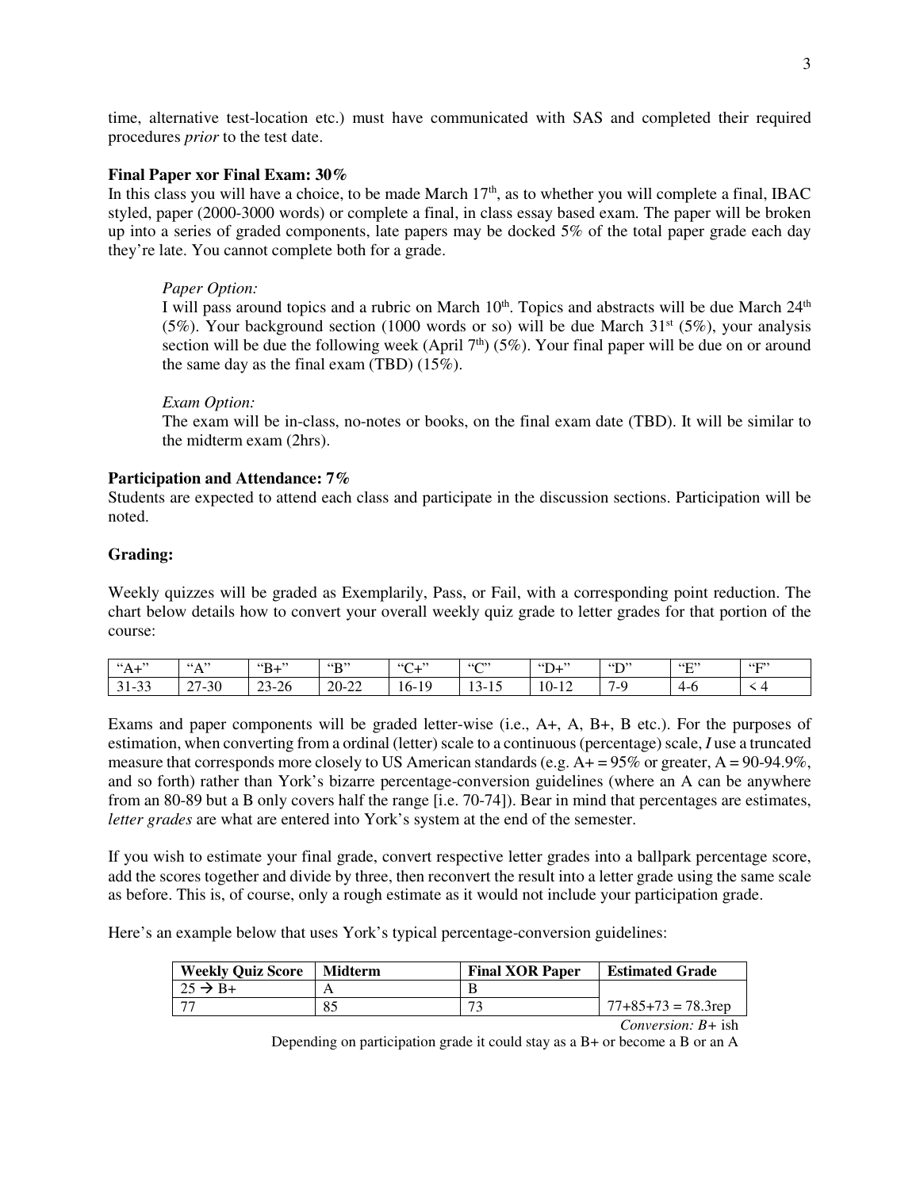time, alternative test-location etc.) must have communicated with SAS and completed their required procedures *prior* to the test date.

**Final Paper xor Final Exam: 30%**

In this class you will have a choice, to be made March 17th, as to whether you will complete a final, IBAC styled, paper (2000-3000 words) or complete a final, in class essay based exam. The paper will be broken up into a series of graded components, late papers may be docked 5% of the total paper grade each day they're late. You cannot complete both for a grade.

> *Paper Option:*
> I will pass around topics and a rubric on March 10th. Topics and abstracts will be due March 24th (5%). Your background section (1000 words or so) will be due March 31st (5%), your analysis section will be due the following week (April 7th) (5%). Your final paper will be due on or around the same day as the final exam (TBD) (15%).
>
> *Exam Option:*
> The exam will be in-class, no-notes or books, on the final exam date (TBD). It will be similar to the midterm exam (2hrs).

**Participation and Attendance: 7%**

Students are expected to attend each class and participate in the discussion sections. Participation will be noted.

**Grading:**

Weekly quizzes will be graded as Exemplarily, Pass, or Fail, with a corresponding point reduction. The chart below details how to convert your overall weekly quiz grade to letter grades for that portion of the course:

| "A+" | "A" | "B+" | "B" | "C+" | "C" | "D+" | "D" | "E" | "F" |
|---|---|---|---|---|---|---|---|---|---|
| 31-33 | 27-30 | 23-26 | 20-22 | 16-19 | 13-15 | 10-12 | 7-9 | 4-6 | < 4 |

Exams and paper components will be graded letter-wise (i.e., A+, A, B+, B etc.). For the purposes of estimation, when converting from a ordinal (letter) scale to a continuous (percentage) scale, *I* use a truncated measure that corresponds more closely to US American standards (e.g. A+ = 95% or greater, A = 90-94.9%, and so forth) rather than York's bizarre percentage-conversion guidelines (where an A can be anywhere from an 80-89 but a B only covers half the range [i.e. 70-74]). Bear in mind that percentages are estimates, *letter grades* are what are entered into York's system at the end of the semester.

If you wish to estimate your final grade, convert respective letter grades into a ballpark percentage score, add the scores together and divide by three, then reconvert the result into a letter grade using the same scale as before. This is, of course, only a rough estimate as it would not include your participation grade.

Here's an example below that uses York's typical percentage-conversion guidelines:

| Weekly Quiz Score | Midterm | Final XOR Paper | Estimated Grade |
|---|---|---|---|
| 25 → B+ | A | B | |
| 77 | 85 | 73 | 77+85+73 = 78.3rep |

*Conversion: B+* ish

Depending on participation grade it could stay as a B+ or become a B or an A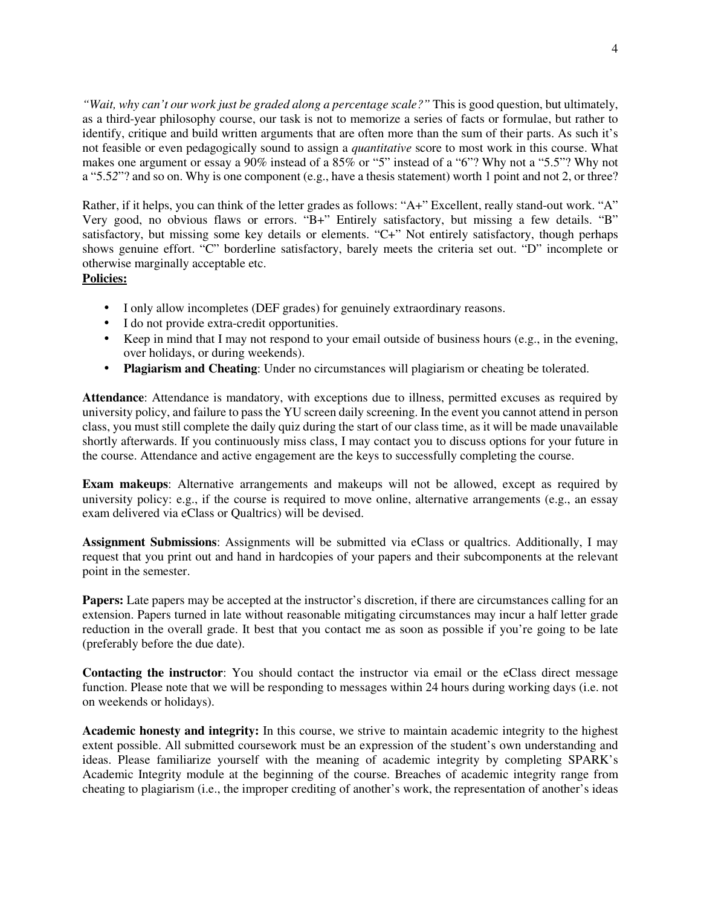*"Wait, why can't our work just be graded along a percentage scale?"* This is good question, but ultimately, as a third-year philosophy course, our task is not to memorize a series of facts or formulae, but rather to identify, critique and build written arguments that are often more than the sum of their parts. As such it's not feasible or even pedagogically sound to assign a *quantitative* score to most work in this course. What makes one argument or essay a 90% instead of a 85% or "5" instead of a "6"? Why not a "5.5"? Why not a "5.52"? and so on. Why is one component (e.g., have a thesis statement) worth 1 point and not 2, or three?

Rather, if it helps, you can think of the letter grades as follows: "A+" Excellent, really stand-out work. "A" Very good, no obvious flaws or errors. "B+" Entirely satisfactory, but missing a few details. "B" satisfactory, but missing some key details or elements. "C+" Not entirely satisfactory, though perhaps shows genuine effort. "C" borderline satisfactory, barely meets the criteria set out. "D" incomplete or otherwise marginally acceptable etc.

**Policies:**

- I only allow incompletes (DEF grades) for genuinely extraordinary reasons.
- I do not provide extra-credit opportunities.
- Keep in mind that I may not respond to your email outside of business hours (e.g., in the evening, over holidays, or during weekends).
- **Plagiarism and Cheating**: Under no circumstances will plagiarism or cheating be tolerated.

**Attendance**: Attendance is mandatory, with exceptions due to illness, permitted excuses as required by university policy, and failure to pass the YU screen daily screening. In the event you cannot attend in person class, you must still complete the daily quiz during the start of our class time, as it will be made unavailable shortly afterwards. If you continuously miss class, I may contact you to discuss options for your future in the course. Attendance and active engagement are the keys to successfully completing the course.

**Exam makeups**: Alternative arrangements and makeups will not be allowed, except as required by university policy: e.g., if the course is required to move online, alternative arrangements (e.g., an essay exam delivered via eClass or Qualtrics) will be devised.

**Assignment Submissions**: Assignments will be submitted via eClass or qualtrics. Additionally, I may request that you print out and hand in hardcopies of your papers and their subcomponents at the relevant point in the semester.

**Papers:** Late papers may be accepted at the instructor's discretion, if there are circumstances calling for an extension. Papers turned in late without reasonable mitigating circumstances may incur a half letter grade reduction in the overall grade. It best that you contact me as soon as possible if you're going to be late (preferably before the due date).

**Contacting the instructor**: You should contact the instructor via email or the eClass direct message function. Please note that we will be responding to messages within 24 hours during working days (i.e. not on weekends or holidays).

**Academic honesty and integrity:** In this course, we strive to maintain academic integrity to the highest extent possible. All submitted coursework must be an expression of the student's own understanding and ideas. Please familiarize yourself with the meaning of academic integrity by completing SPARK's Academic Integrity module at the beginning of the course. Breaches of academic integrity range from cheating to plagiarism (i.e., the improper crediting of another's work, the representation of another's ideas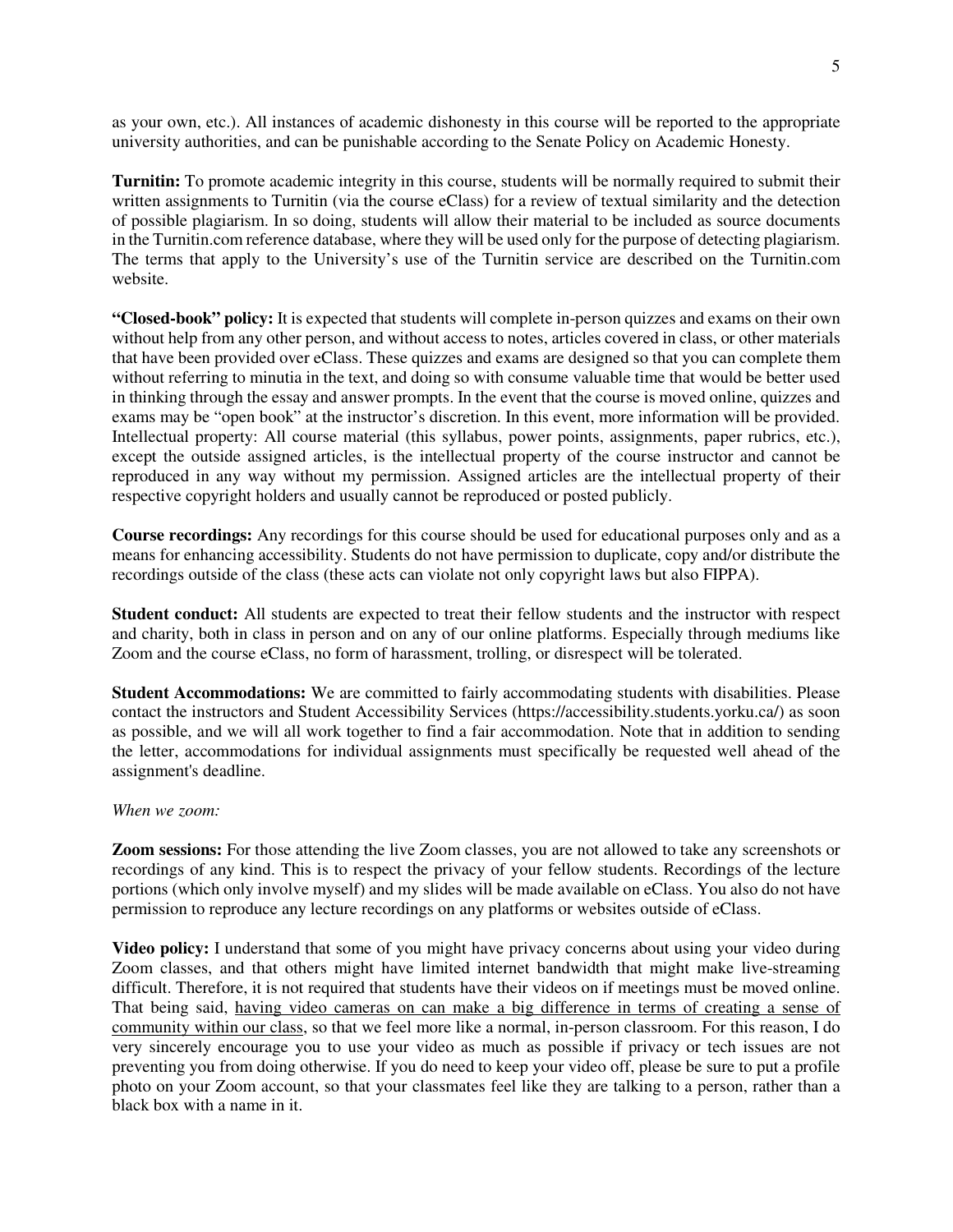as your own, etc.). All instances of academic dishonesty in this course will be reported to the appropriate university authorities, and can be punishable according to the Senate Policy on Academic Honesty.

**Turnitin:** To promote academic integrity in this course, students will be normally required to submit their written assignments to Turnitin (via the course eClass) for a review of textual similarity and the detection of possible plagiarism. In so doing, students will allow their material to be included as source documents in the Turnitin.com reference database, where they will be used only for the purpose of detecting plagiarism. The terms that apply to the University's use of the Turnitin service are described on the Turnitin.com website.

**"Closed-book" policy:** It is expected that students will complete in-person quizzes and exams on their own without help from any other person, and without access to notes, articles covered in class, or other materials that have been provided over eClass. These quizzes and exams are designed so that you can complete them without referring to minutia in the text, and doing so with consume valuable time that would be better used in thinking through the essay and answer prompts. In the event that the course is moved online, quizzes and exams may be "open book" at the instructor's discretion. In this event, more information will be provided. Intellectual property: All course material (this syllabus, power points, assignments, paper rubrics, etc.), except the outside assigned articles, is the intellectual property of the course instructor and cannot be reproduced in any way without my permission. Assigned articles are the intellectual property of their respective copyright holders and usually cannot be reproduced or posted publicly.

**Course recordings:** Any recordings for this course should be used for educational purposes only and as a means for enhancing accessibility. Students do not have permission to duplicate, copy and/or distribute the recordings outside of the class (these acts can violate not only copyright laws but also FIPPA).

**Student conduct:** All students are expected to treat their fellow students and the instructor with respect and charity, both in class in person and on any of our online platforms. Especially through mediums like Zoom and the course eClass, no form of harassment, trolling, or disrespect will be tolerated.

**Student Accommodations:** We are committed to fairly accommodating students with disabilities. Please contact the instructors and Student Accessibility Services (https://accessibility.students.yorku.ca/) as soon as possible, and we will all work together to find a fair accommodation. Note that in addition to sending the letter, accommodations for individual assignments must specifically be requested well ahead of the assignment's deadline.

*When we zoom:*

**Zoom sessions:** For those attending the live Zoom classes, you are not allowed to take any screenshots or recordings of any kind. This is to respect the privacy of your fellow students. Recordings of the lecture portions (which only involve myself) and my slides will be made available on eClass. You also do not have permission to reproduce any lecture recordings on any platforms or websites outside of eClass.

**Video policy:** I understand that some of you might have privacy concerns about using your video during Zoom classes, and that others might have limited internet bandwidth that might make live-streaming difficult. Therefore, it is not required that students have their videos on if meetings must be moved online. That being said, <u>having video cameras on can make a big difference in terms of creating a sense of community within our class</u>, so that we feel more like a normal, in-person classroom. For this reason, I do very sincerely encourage you to use your video as much as possible if privacy or tech issues are not preventing you from doing otherwise. If you do need to keep your video off, please be sure to put a profile photo on your Zoom account, so that your classmates feel like they are talking to a person, rather than a black box with a name in it.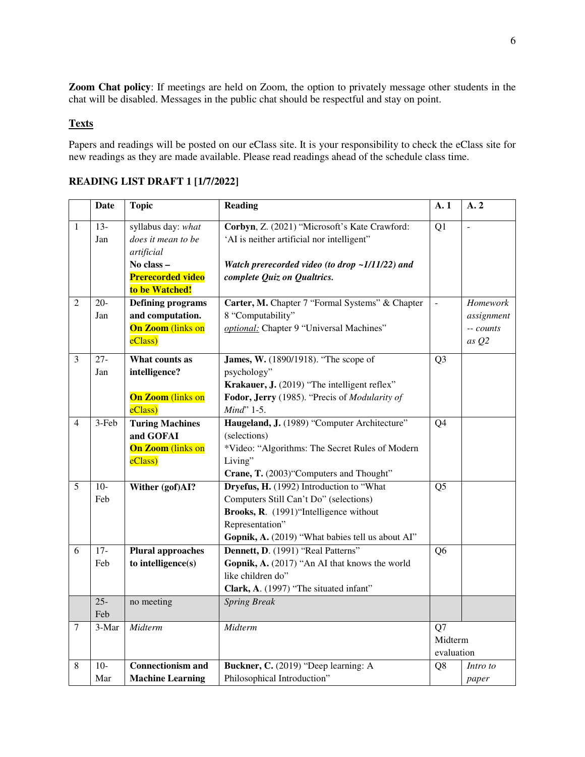**Zoom Chat policy**: If meetings are held on Zoom, the option to privately message other students in the chat will be disabled. Messages in the public chat should be respectful and stay on point.

## <u>Texts</u>

Papers and readings will be posted on our eClass site. It is your responsibility to check the eClass site for new readings as they are made available. Please read readings ahead of the schedule class time.

**READING LIST DRAFT 1 [1/7/2022]**

| | Date | Topic | Reading | A. 1 | A. 2 |
|---|---|---|---|---|---|
| 1 | 13-Jan | syllabus day: *what does it mean to be artificial* **No class – Prerecorded video to be Watched!** | **Corbyn**, Z. (2021) "Microsoft's Kate Crawford: 'AI is neither artificial nor intelligent"<br><br>***Watch prerecorded video (to drop ~1/11/22) and complete Quiz on Qualtrics.*** | Q1 | - |
| 2 | 20-Jan | **Defining programs and computation.** **On Zoom** (links on eClass) | **Carter, M.** Chapter 7 "Formal Systems" & Chapter 8 "Computability"<br><u>*optional:*</u> Chapter 9 "Universal Machines" | - | *Homework assignment -- counts as Q2* |
| 3 | 27-Jan | **What counts as intelligence?**<br><br>**On Zoom** (links on eClass) | **James, W.** (1890/1918). "The scope of psychology"<br>**Krakauer, J.** (2019) "The intelligent reflex"<br>**Fodor, Jerry** (1985). "Precis of *Modularity of Mind*" 1-5. | Q3 | |
| 4 | 3-Feb | **Turing Machines and GOFAI** **On Zoom** (links on eClass) | **Haugeland, J.** (1989) "Computer Architecture" (selections)<br>*Video: "Algorithms: The Secret Rules of Modern Living"<br>**Crane, T.** (2003)"Computers and Thought" | Q4 | |
| 5 | 10-Feb | **Wither (gof)AI?** | **Dryefus, H.** (1992) Introduction to "What Computers Still Can't Do" (selections)<br>**Brooks, R.** (1991)"Intelligence without Representation"<br>**Gopnik, A.** (2019) "What babies tell us about AI" | Q5 | |
| 6 | 17-Feb | **Plural approaches to intelligence(s)** | **Dennett, D**. (1991) "Real Patterns"<br>**Gopnik, A.** (2017) "An AI that knows the world like children do"<br>**Clark, A**. (1997) "The situated infant" | Q6 | |
| | 25-Feb | no meeting | *Spring Break* | | |
| 7 | 3-Mar | *Midterm* | *Midterm* | Q7 Midterm evaluation | |
| 8 | 10-Mar | **Connectionism and Machine Learning** | **Buckner, C.** (2019) "Deep learning: A Philosophical Introduction" | Q8 | *Intro to paper* |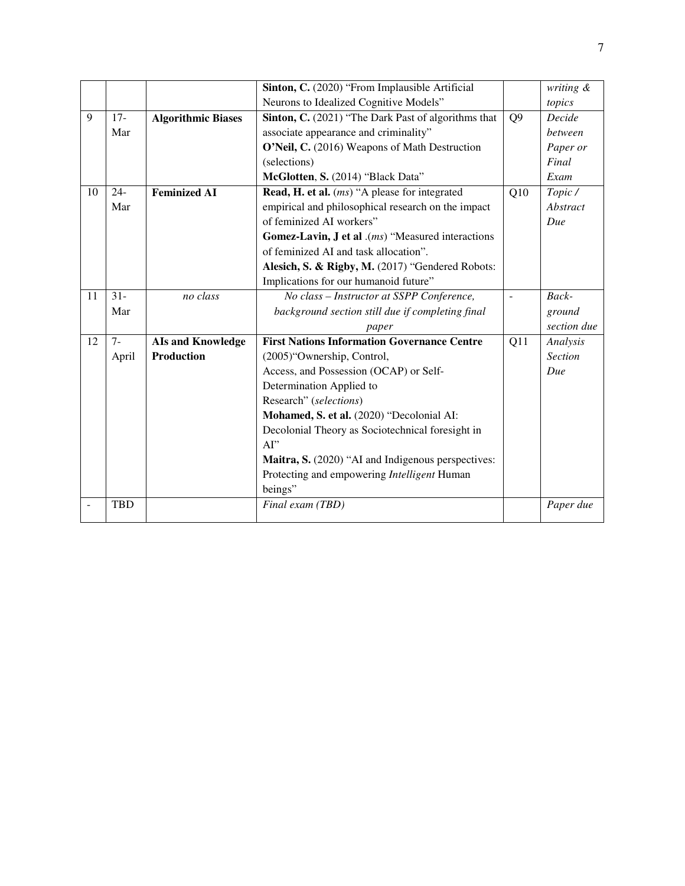| | | | | | |
|---|---|---|---|---|---|
| | | | **Sinton, C.** (2020) "From Implausible Artificial Neurons to Idealized Cognitive Models" | | *writing & topics* |
| 9 | 17-Mar | **Algorithmic Biases** | **Sinton, C.** (2021) "The Dark Past of algorithms that associate appearance and criminality"<br>**O'Neil, C.** (2016) Weapons of Math Destruction (selections)<br>**McGlotten**, **S.** (2014) "Black Data" | Q9 | *Decide between Paper or Final Exam* |
| 10 | 24-Mar | **Feminized AI** | **Read, H. et al.** (*ms*) "A please for integrated empirical and philosophical research on the impact of feminized AI workers"<br>**Gomez-Lavin, J et al** .(*ms*) "Measured interactions of feminized AI and task allocation".<br>**Alesich, S. & Rigby, M.** (2017) "Gendered Robots: Implications for our humanoid future" | Q10 | *Topic / Abstract Due* |
| 11 | 31-Mar | *no class* | *No class – Instructor at SSPP Conference, background section still due if completing final paper* | - | *Back-ground section due* |
| 12 | 7-April | **AIs and Knowledge Production** | **First Nations Information Governance Centre** (2005)"Ownership, Control, Access, and Possession (OCAP) or Self-Determination Applied to Research" (*selections*)<br>**Mohamed, S. et al.** (2020) "Decolonial AI: Decolonial Theory as Sociotechnical foresight in AI"<br>**Maitra, S.** (2020) "AI and Indigenous perspectives: Protecting and empowering *Intelligent* Human beings" | Q11 | *Analysis Section Due* |
| - | TBD | | *Final exam (TBD)* | | *Paper due* |